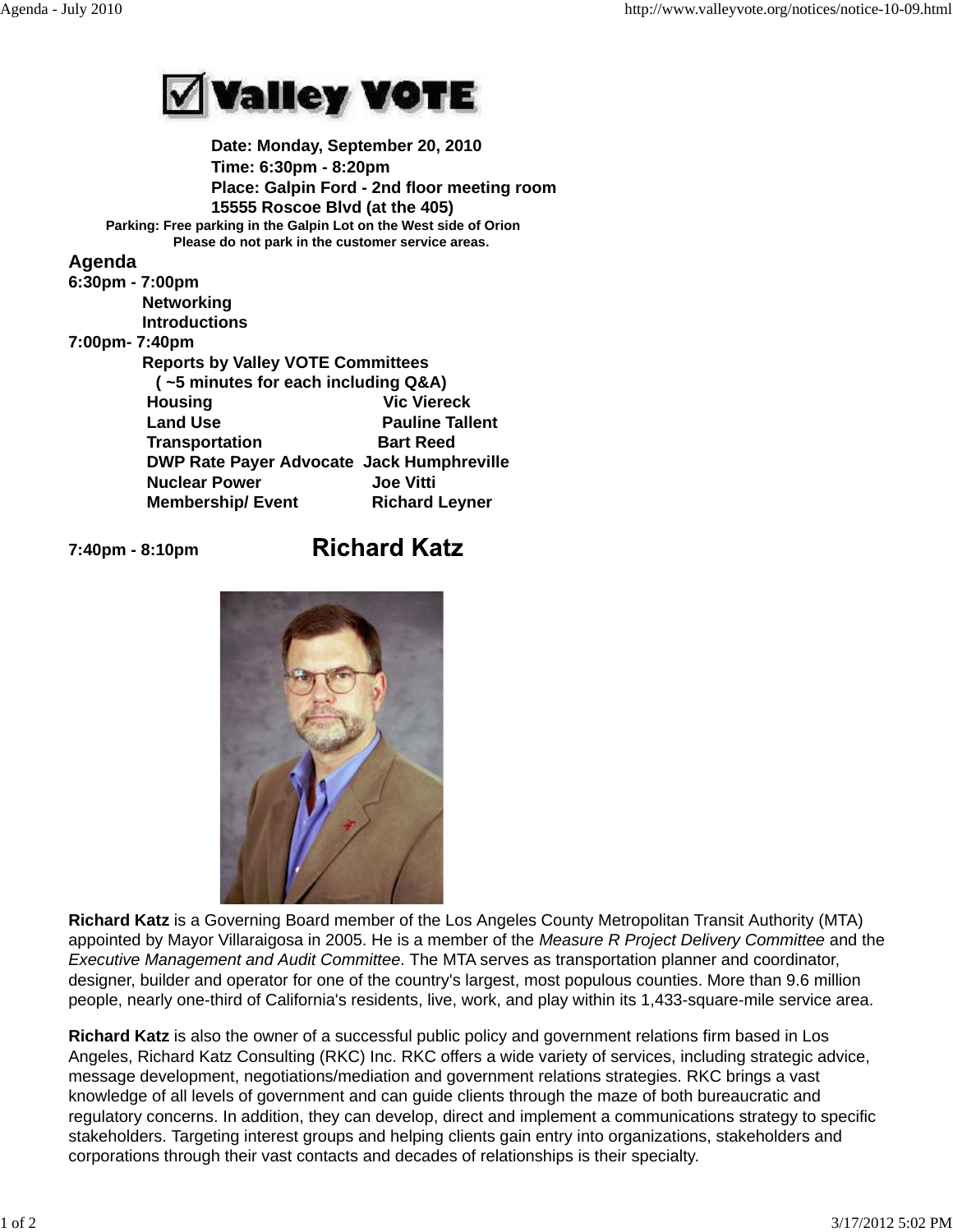# Valley VOTE

**Date: Monday, September 20, 2010**
**Time: 6:30pm - 8:20pm**
**Place: Galpin Ford - 2nd floor meeting room**
**15555 Roscoe Blvd (at the 405)**

**Parking: Free parking in the Galpin Lot on the West side of Orion**
**Please do not park in the customer service areas.**

## Agenda

**6:30pm - 7:00pm**

**Networking**
**Introductions**

**7:00pm- 7:40pm**

**Reports by Valley VOTE Committees**
**( ~5 minutes for each including Q&A)**

| | |
|---|---|
| **Housing** | **Vic Viereck** |
| **Land Use** | **Pauline Tallent** |
| **Transportation** | **Bart Reed** |
| **DWP Rate Payer Advocate** | **Jack Humphreville** |
| **Nuclear Power** | **Joe Vitti** |
| **Membership/ Event** | **Richard Leyner** |

**7:40pm - 8:10pm** **Richard Katz**

**Richard Katz** is a Governing Board member of the Los Angeles County Metropolitan Transit Authority (MTA) appointed by Mayor Villaraigosa in 2005. He is a member of the *Measure R Project Delivery Committee* and the *Executive Management and Audit Committee*. The MTA serves as transportation planner and coordinator, designer, builder and operator for one of the country's largest, most populous counties. More than 9.6 million people, nearly one-third of California's residents, live, work, and play within its 1,433-square-mile service area.

**Richard Katz** is also the owner of a successful public policy and government relations firm based in Los Angeles, Richard Katz Consulting (RKC) Inc. RKC offers a wide variety of services, including strategic advice, message development, negotiations/mediation and government relations strategies. RKC brings a vast knowledge of all levels of government and can guide clients through the maze of both bureaucratic and regulatory concerns. In addition, they can develop, direct and implement a communications strategy to specific stakeholders. Targeting interest groups and helping clients gain entry into organizations, stakeholders and corporations through their vast contacts and decades of relationships is their specialty.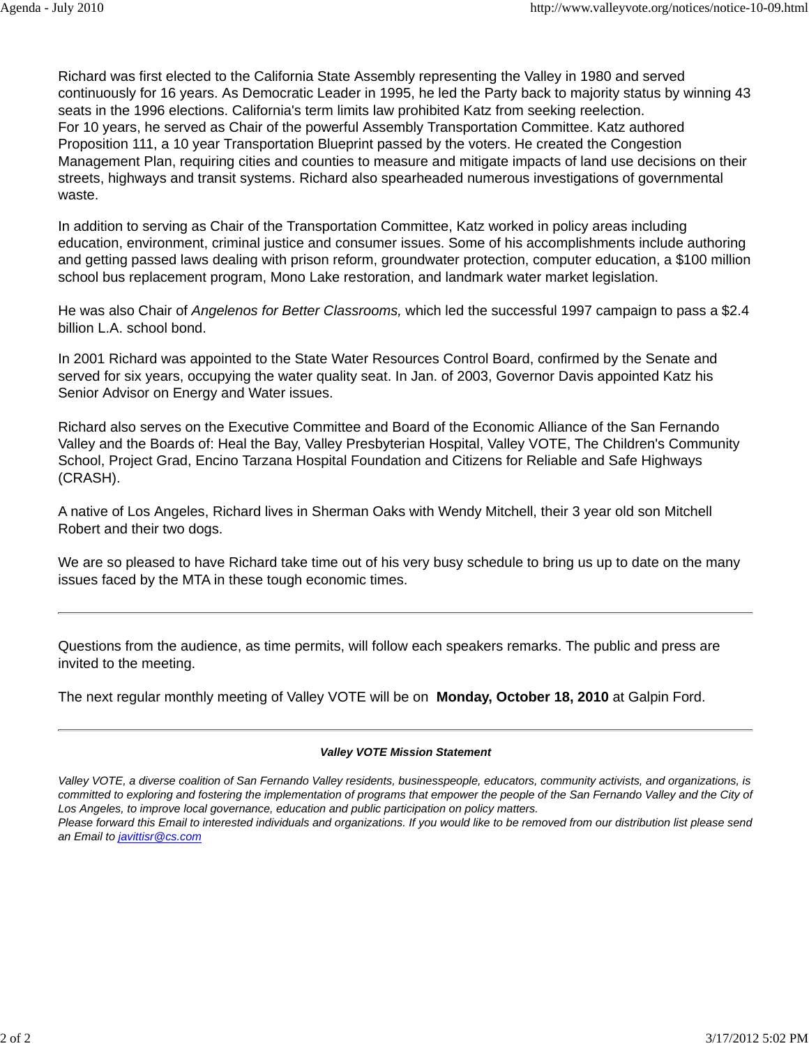Richard was first elected to the California State Assembly representing the Valley in 1980 and served continuously for 16 years. As Democratic Leader in 1995, he led the Party back to majority status by winning 43 seats in the 1996 elections. California's term limits law prohibited Katz from seeking reelection.
For 10 years, he served as Chair of the powerful Assembly Transportation Committee. Katz authored Proposition 111, a 10 year Transportation Blueprint passed by the voters. He created the Congestion Management Plan, requiring cities and counties to measure and mitigate impacts of land use decisions on their streets, highways and transit systems. Richard also spearheaded numerous investigations of governmental waste.

In addition to serving as Chair of the Transportation Committee, Katz worked in policy areas including education, environment, criminal justice and consumer issues. Some of his accomplishments include authoring and getting passed laws dealing with prison reform, groundwater protection, computer education, a $100 million school bus replacement program, Mono Lake restoration, and landmark water market legislation.

He was also Chair of *Angelenos for Better Classrooms,* which led the successful 1997 campaign to pass a $2.4 billion L.A. school bond.

In 2001 Richard was appointed to the State Water Resources Control Board, confirmed by the Senate and served for six years, occupying the water quality seat. In Jan. of 2003, Governor Davis appointed Katz his Senior Advisor on Energy and Water issues.

Richard also serves on the Executive Committee and Board of the Economic Alliance of the San Fernando Valley and the Boards of: Heal the Bay, Valley Presbyterian Hospital, Valley VOTE, The Children's Community School, Project Grad, Encino Tarzana Hospital Foundation and Citizens for Reliable and Safe Highways (CRASH).

A native of Los Angeles, Richard lives in Sherman Oaks with Wendy Mitchell, their 3 year old son Mitchell Robert and their two dogs.

We are so pleased to have Richard take time out of his very busy schedule to bring us up to date on the many issues faced by the MTA in these tough economic times.

---

Questions from the audience, as time permits, will follow each speakers remarks. The public and press are invited to the meeting.

The next regular monthly meeting of Valley VOTE will be on **Monday, October 18, 2010** at Galpin Ford.

---

***Valley VOTE Mission Statement***

*Valley VOTE, a diverse coalition of San Fernando Valley residents, businesspeople, educators, community activists, and organizations, is committed to exploring and fostering the implementation of programs that empower the people of the San Fernando Valley and the City of Los Angeles, to improve local governance, education and public participation on policy matters.*
*Please forward this Email to interested individuals and organizations. If you would like to be removed from our distribution list please send an Email to javittisr@cs.com*